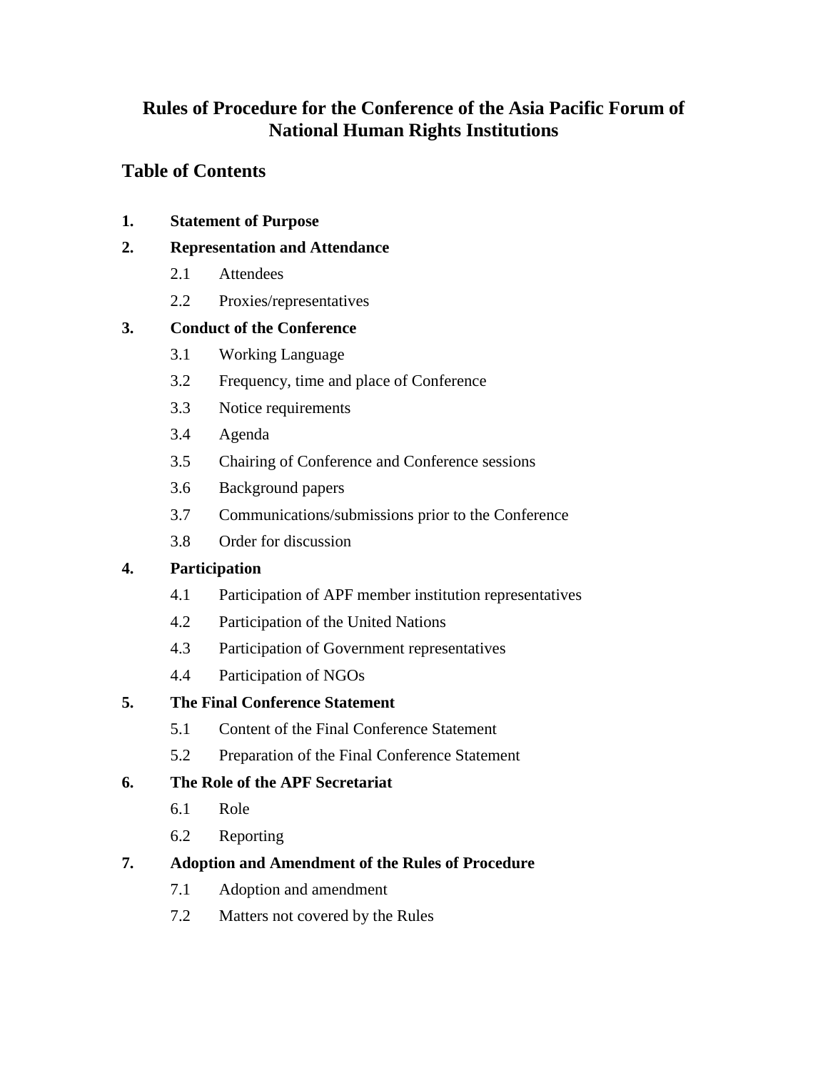# Rules of Procedure for the Conference of the Asia Pacific Forum of National Human Rights Institutions

## Table of Contents

**1. Statement of Purpose**

**2. Representation and Attendance**

- 2.1 Attendees
- 2.2 Proxies/representatives

**3. Conduct of the Conference**

- 3.1 Working Language
- 3.2 Frequency, time and place of Conference
- 3.3 Notice requirements
- 3.4 Agenda
- 3.5 Chairing of Conference and Conference sessions
- 3.6 Background papers
- 3.7 Communications/submissions prior to the Conference
- 3.8 Order for discussion

**4. Participation**

- 4.1 Participation of APF member institution representatives
- 4.2 Participation of the United Nations
- 4.3 Participation of Government representatives
- 4.4 Participation of NGOs

**5. The Final Conference Statement**

- 5.1 Content of the Final Conference Statement
- 5.2 Preparation of the Final Conference Statement

**6. The Role of the APF Secretariat**

- 6.1 Role
- 6.2 Reporting

**7. Adoption and Amendment of the Rules of Procedure**

- 7.1 Adoption and amendment
- 7.2 Matters not covered by the Rules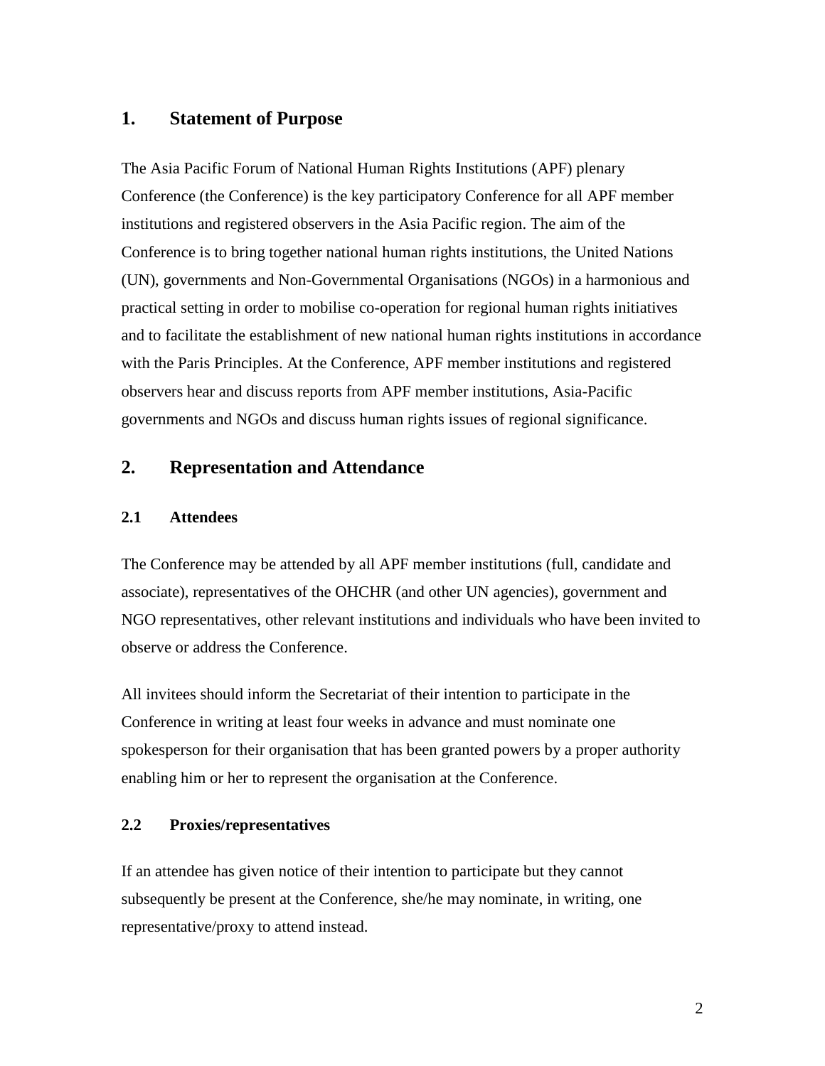## 1. Statement of Purpose

The Asia Pacific Forum of National Human Rights Institutions (APF) plenary Conference (the Conference) is the key participatory Conference for all APF member institutions and registered observers in the Asia Pacific region. The aim of the Conference is to bring together national human rights institutions, the United Nations (UN), governments and Non-Governmental Organisations (NGOs) in a harmonious and practical setting in order to mobilise co-operation for regional human rights initiatives and to facilitate the establishment of new national human rights institutions in accordance with the Paris Principles. At the Conference, APF member institutions and registered observers hear and discuss reports from APF member institutions, Asia-Pacific governments and NGOs and discuss human rights issues of regional significance.

## 2. Representation and Attendance

### 2.1 Attendees

The Conference may be attended by all APF member institutions (full, candidate and associate), representatives of the OHCHR (and other UN agencies), government and NGO representatives, other relevant institutions and individuals who have been invited to observe or address the Conference.

All invitees should inform the Secretariat of their intention to participate in the Conference in writing at least four weeks in advance and must nominate one spokesperson for their organisation that has been granted powers by a proper authority enabling him or her to represent the organisation at the Conference.

### 2.2 Proxies/representatives

If an attendee has given notice of their intention to participate but they cannot subsequently be present at the Conference, she/he may nominate, in writing, one representative/proxy to attend instead.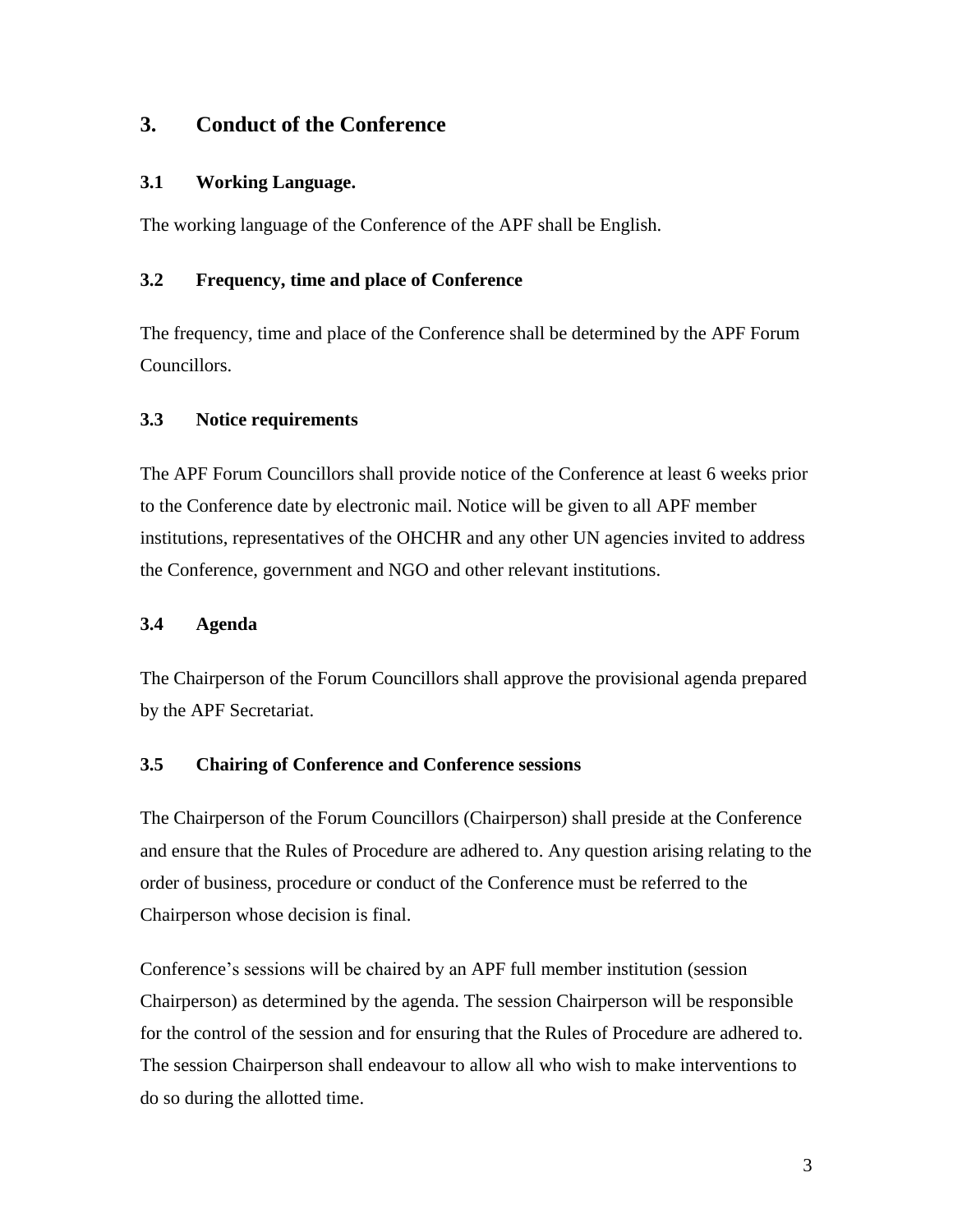## 3. Conduct of the Conference

### 3.1 Working Language.

The working language of the Conference of the APF shall be English.

### 3.2 Frequency, time and place of Conference

The frequency, time and place of the Conference shall be determined by the APF Forum Councillors.

### 3.3 Notice requirements

The APF Forum Councillors shall provide notice of the Conference at least 6 weeks prior to the Conference date by electronic mail. Notice will be given to all APF member institutions, representatives of the OHCHR and any other UN agencies invited to address the Conference, government and NGO and other relevant institutions.

### 3.4 Agenda

The Chairperson of the Forum Councillors shall approve the provisional agenda prepared by the APF Secretariat.

### 3.5 Chairing of Conference and Conference sessions

The Chairperson of the Forum Councillors (Chairperson) shall preside at the Conference and ensure that the Rules of Procedure are adhered to. Any question arising relating to the order of business, procedure or conduct of the Conference must be referred to the Chairperson whose decision is final.

Conference's sessions will be chaired by an APF full member institution (session Chairperson) as determined by the agenda. The session Chairperson will be responsible for the control of the session and for ensuring that the Rules of Procedure are adhered to. The session Chairperson shall endeavour to allow all who wish to make interventions to do so during the allotted time.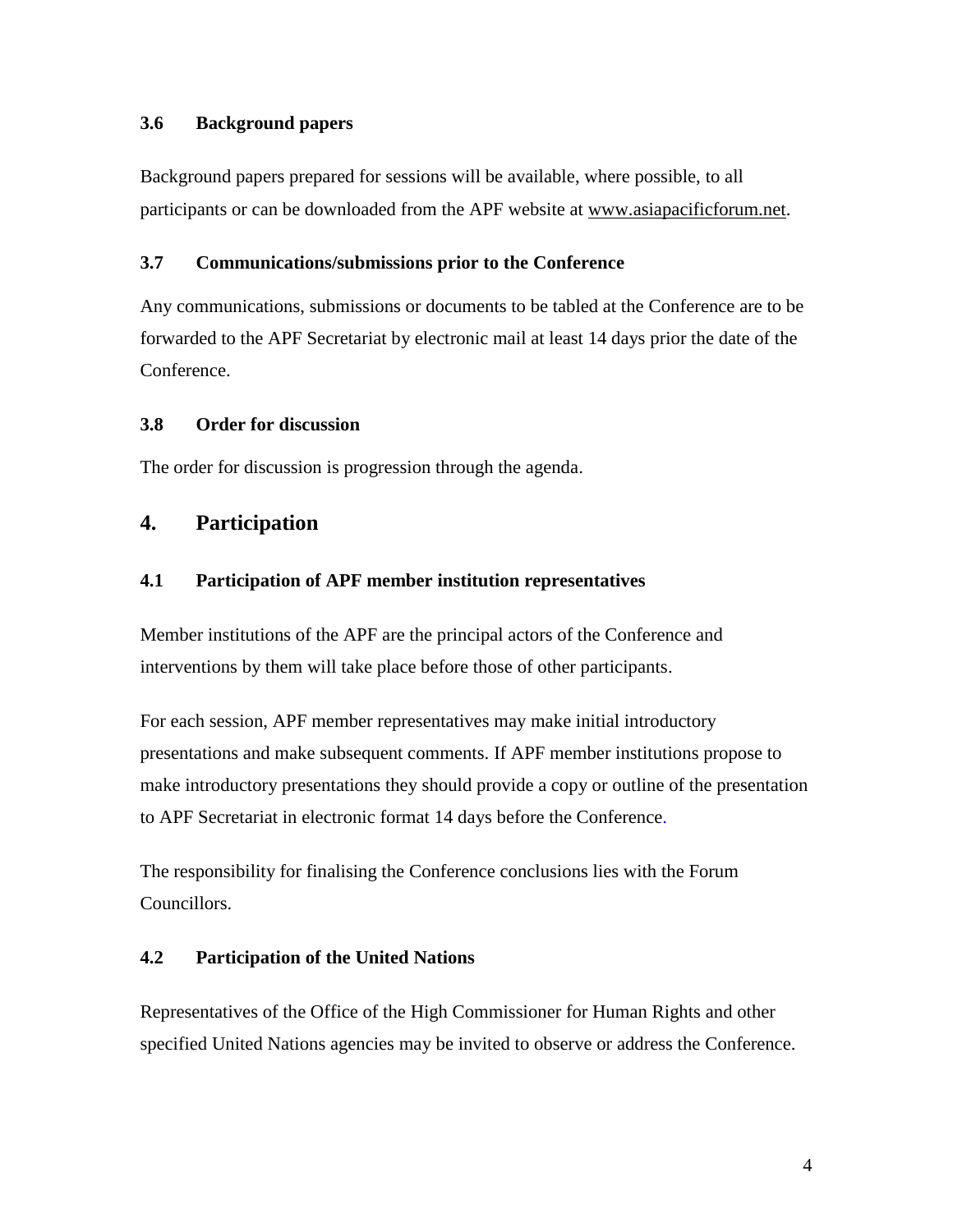### 3.6 Background papers

Background papers prepared for sessions will be available, where possible, to all participants or can be downloaded from the APF website at www.asiapacificforum.net.

### 3.7 Communications/submissions prior to the Conference

Any communications, submissions or documents to be tabled at the Conference are to be forwarded to the APF Secretariat by electronic mail at least 14 days prior the date of the Conference.

### 3.8 Order for discussion

The order for discussion is progression through the agenda.

## 4. Participation

### 4.1 Participation of APF member institution representatives

Member institutions of the APF are the principal actors of the Conference and interventions by them will take place before those of other participants.

For each session, APF member representatives may make initial introductory presentations and make subsequent comments. If APF member institutions propose to make introductory presentations they should provide a copy or outline of the presentation to APF Secretariat in electronic format 14 days before the Conference.

The responsibility for finalising the Conference conclusions lies with the Forum Councillors.

### 4.2 Participation of the United Nations

Representatives of the Office of the High Commissioner for Human Rights and other specified United Nations agencies may be invited to observe or address the Conference.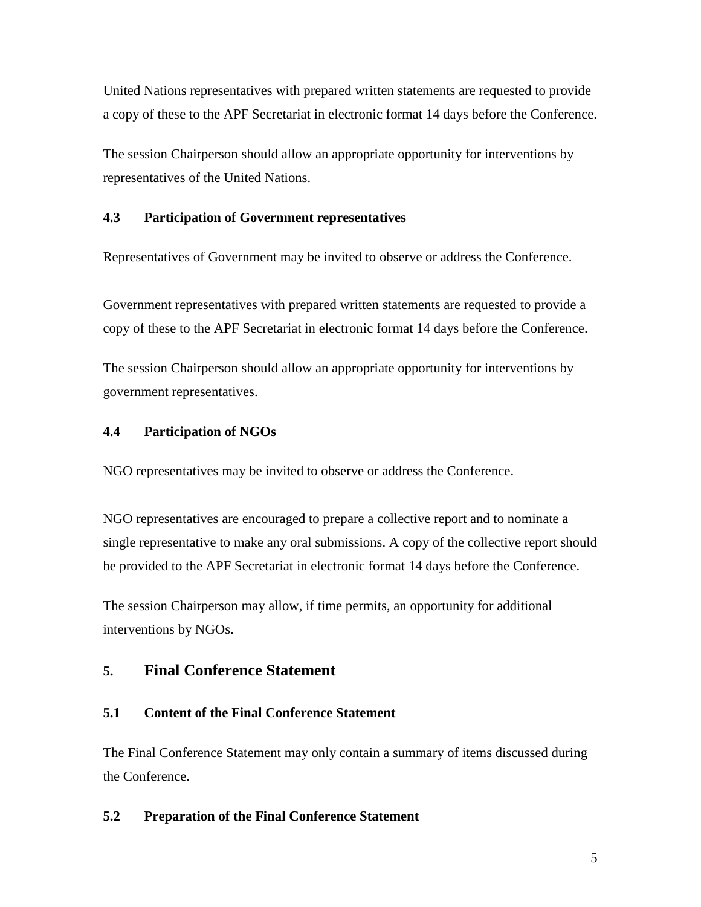United Nations representatives with prepared written statements are requested to provide a copy of these to the APF Secretariat in electronic format 14 days before the Conference.

The session Chairperson should allow an appropriate opportunity for interventions by representatives of the United Nations.

### 4.3 Participation of Government representatives

Representatives of Government may be invited to observe or address the Conference.

Government representatives with prepared written statements are requested to provide a copy of these to the APF Secretariat in electronic format 14 days before the Conference.

The session Chairperson should allow an appropriate opportunity for interventions by government representatives.

### 4.4 Participation of NGOs

NGO representatives may be invited to observe or address the Conference.

NGO representatives are encouraged to prepare a collective report and to nominate a single representative to make any oral submissions. A copy of the collective report should be provided to the APF Secretariat in electronic format 14 days before the Conference.

The session Chairperson may allow, if time permits, an opportunity for additional interventions by NGOs.

## 5. Final Conference Statement

### 5.1 Content of the Final Conference Statement

The Final Conference Statement may only contain a summary of items discussed during the Conference.

### 5.2 Preparation of the Final Conference Statement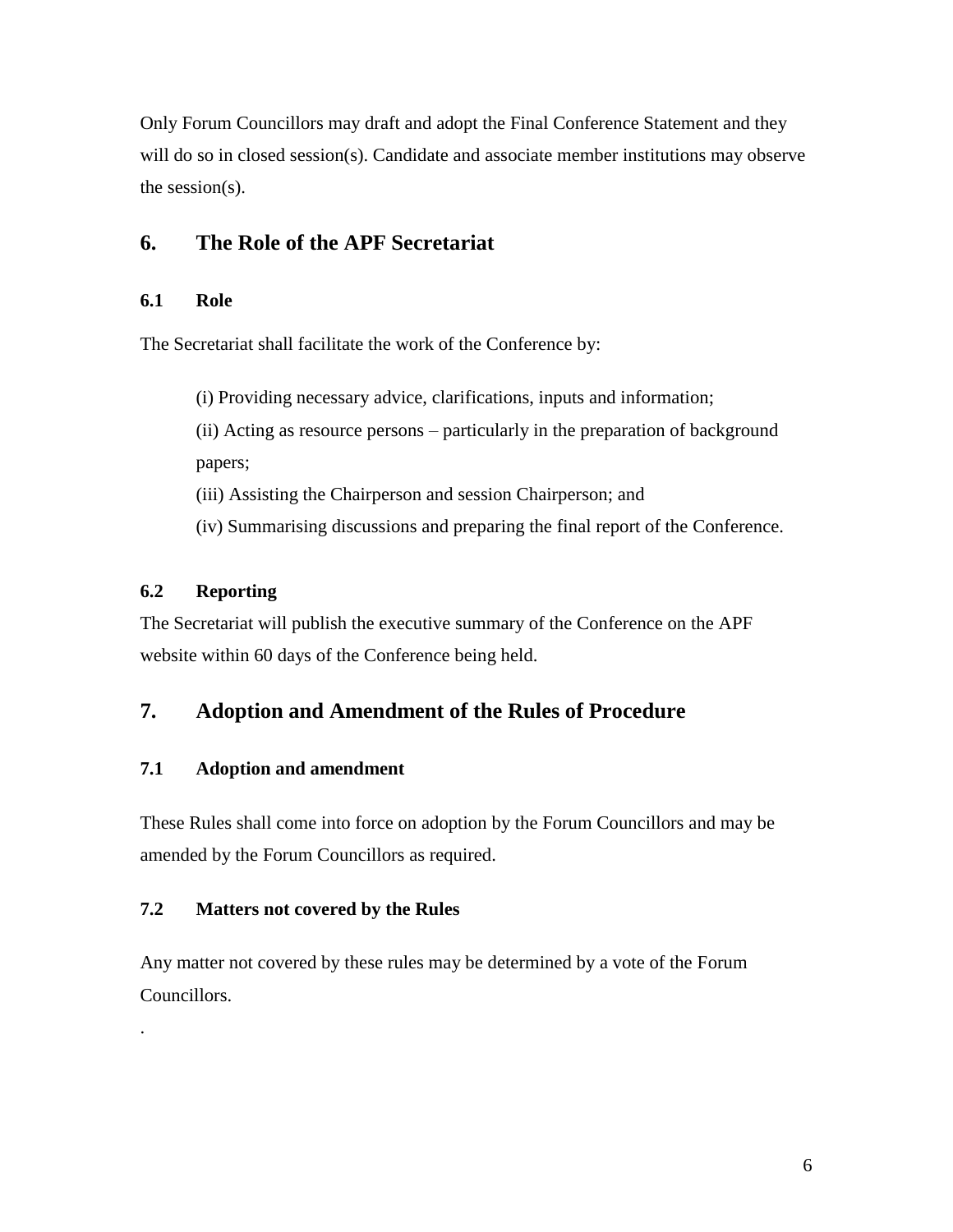Only Forum Councillors may draft and adopt the Final Conference Statement and they will do so in closed session(s). Candidate and associate member institutions may observe the session(s).

## 6. The Role of the APF Secretariat

### 6.1 Role

The Secretariat shall facilitate the work of the Conference by:

(i) Providing necessary advice, clarifications, inputs and information;

(ii) Acting as resource persons – particularly in the preparation of background papers;

(iii) Assisting the Chairperson and session Chairperson; and

(iv) Summarising discussions and preparing the final report of the Conference.

### 6.2 Reporting

The Secretariat will publish the executive summary of the Conference on the APF website within 60 days of the Conference being held.

## 7. Adoption and Amendment of the Rules of Procedure

### 7.1 Adoption and amendment

These Rules shall come into force on adoption by the Forum Councillors and may be amended by the Forum Councillors as required.

### 7.2 Matters not covered by the Rules

Any matter not covered by these rules may be determined by a vote of the Forum Councillors.

.